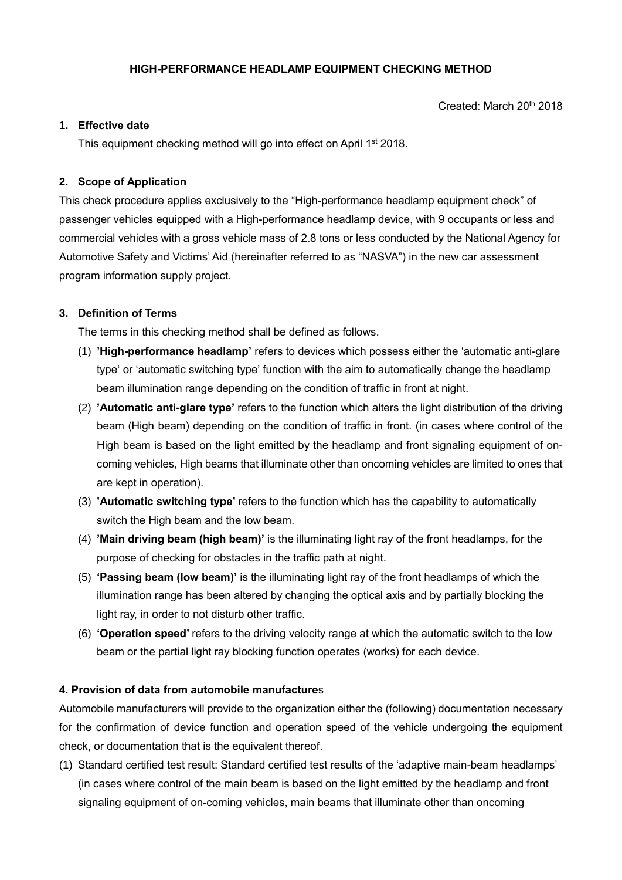# HIGH-PERFORMANCE HEADLAMP EQUIPMENT CHECKING METHOD

Created: March 20th 2018

## 1. Effective date

This equipment checking method will go into effect on April 1st 2018.

## 2. Scope of Application

This check procedure applies exclusively to the "High-performance headlamp equipment check" of passenger vehicles equipped with a High-performance headlamp device, with 9 occupants or less and commercial vehicles with a gross vehicle mass of 2.8 tons or less conducted by the National Agency for Automotive Safety and Victims' Aid (hereinafter referred to as "NASVA") in the new car assessment program information supply project.

## 3. Definition of Terms

The terms in this checking method shall be defined as follows.

1. **'High-performance headlamp'** refers to devices which possess either the 'automatic anti-glare type' or 'automatic switching type' function with the aim to automatically change the headlamp beam illumination range depending on the condition of traffic in front at night.
2. **'Automatic anti-glare type'** refers to the function which alters the light distribution of the driving beam (High beam) depending on the condition of traffic in front. (in cases where control of the High beam is based on the light emitted by the headlamp and front signaling equipment of on-coming vehicles, High beams that illuminate other than oncoming vehicles are limited to ones that are kept in operation).
3. **'Automatic switching type'** refers to the function which has the capability to automatically switch the High beam and the low beam.
4. **'Main driving beam (high beam)'** is the illuminating light ray of the front headlamps, for the purpose of checking for obstacles in the traffic path at night.
5. **'Passing beam (low beam)'** is the illuminating light ray of the front headlamps of which the illumination range has been altered by changing the optical axis and by partially blocking the light ray, in order to not disturb other traffic.
6. **'Operation speed'** refers to the driving velocity range at which the automatic switch to the low beam or the partial light ray blocking function operates (works) for each device.

## 4. Provision of data from automobile manufactures

Automobile manufacturers will provide to the organization either the (following) documentation necessary for the confirmation of device function and operation speed of the vehicle undergoing the equipment check, or documentation that is the equivalent thereof.

(1) Standard certified test result: Standard certified test results of the 'adaptive main-beam headlamps' (in cases where control of the main beam is based on the light emitted by the headlamp and front signaling equipment of on-coming vehicles, main beams that illuminate other than oncoming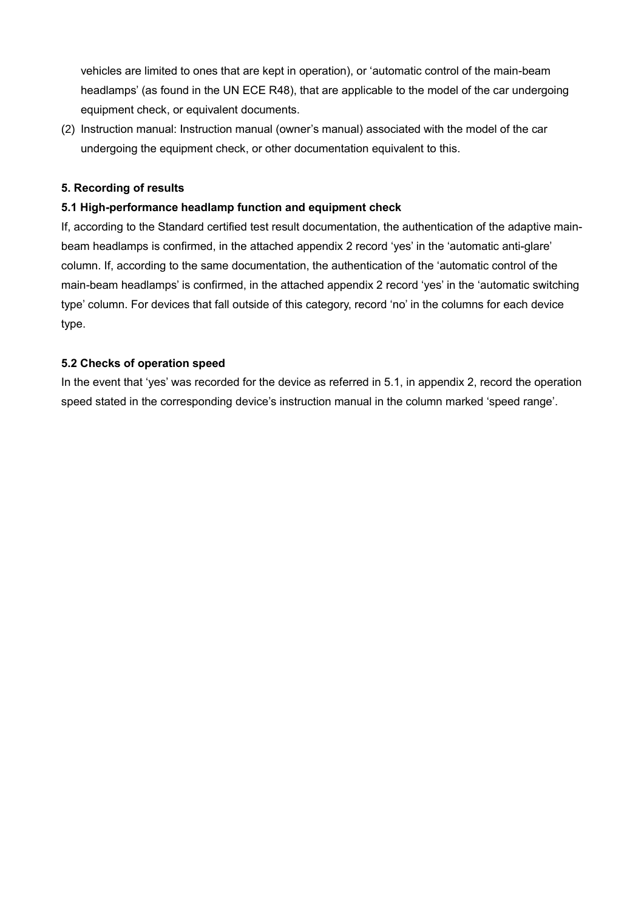vehicles are limited to ones that are kept in operation), or 'automatic control of the main-beam headlamps' (as found in the UN ECE R48), that are applicable to the model of the car undergoing equipment check, or equivalent documents.

(2) Instruction manual: Instruction manual (owner's manual) associated with the model of the car undergoing the equipment check, or other documentation equivalent to this.

**5. Recording of results**

**5.1 High-performance headlamp function and equipment check**

If, according to the Standard certified test result documentation, the authentication of the adaptive main-beam headlamps is confirmed, in the attached appendix 2 record 'yes' in the 'automatic anti-glare' column. If, according to the same documentation, the authentication of the 'automatic control of the main-beam headlamps' is confirmed, in the attached appendix 2 record 'yes' in the 'automatic switching type' column. For devices that fall outside of this category, record 'no' in the columns for each device type.

**5.2 Checks of operation speed**

In the event that 'yes' was recorded for the device as referred in 5.1, in appendix 2, record the operation speed stated in the corresponding device's instruction manual in the column marked 'speed range'.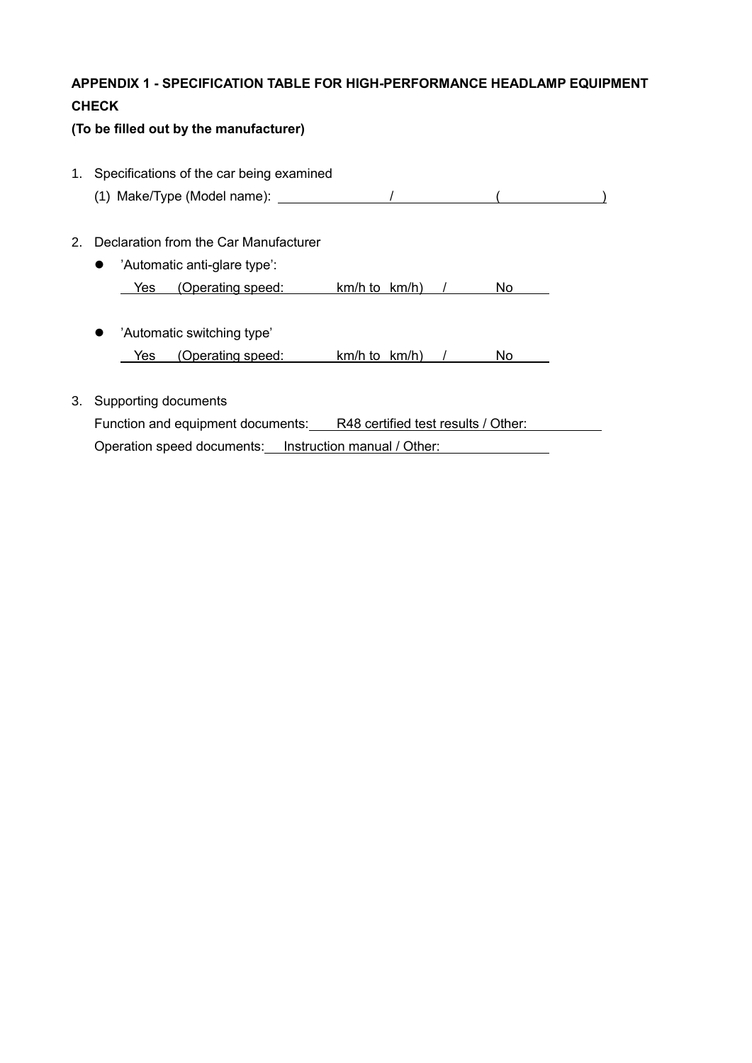**APPENDIX 1 - SPECIFICATION TABLE FOR HIGH-PERFORMANCE HEADLAMP EQUIPMENT CHECK**

**(To be filled out by the manufacturer)**

1. Specifications of the car being examined

   (1) Make/Type (Model name): \_\_\_\_\_\_\_\_\_\_\_\_ / \_\_\_\_\_\_\_\_\_\_\_\_ ( \_\_\_\_\_\_\_\_\_\_\_\_ )

2. Declaration from the Car Manufacturer

   - 'Automatic anti-glare type':

     Yes (Operating speed: km/h to km/h) / No

   - 'Automatic switching type'

     Yes (Operating speed: km/h to km/h) / No

3. Supporting documents

   Function and equipment documents: R48 certified test results / Other: \_\_\_\_\_\_\_\_\_\_\_\_

   Operation speed documents: Instruction manual / Other: \_\_\_\_\_\_\_\_\_\_\_\_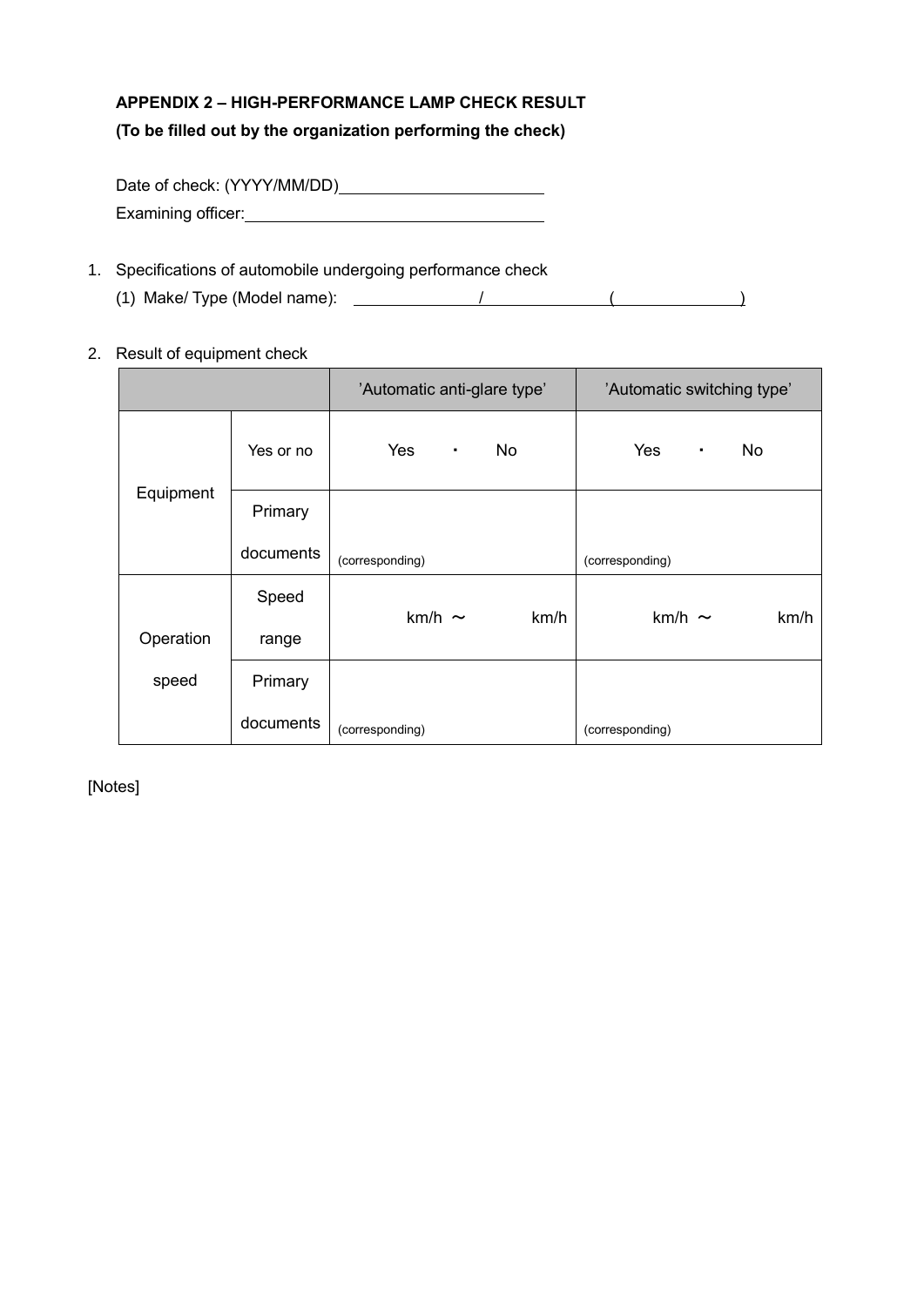**APPENDIX 2 – HIGH-PERFORMANCE LAMP CHECK RESULT**

**(To be filled out by the organization performing the check)**

Date of check: (YYYY/MM/DD)\_\_\_\_\_\_\_\_\_\_\_\_\_\_\_\_\_\_\_\_

Examining officer:\_\_\_\_\_\_\_\_\_\_\_\_\_\_\_\_\_\_\_\_\_\_\_\_\_\_\_\_

1. Specifications of automobile undergoing performance check

   (1) Make/ Type (Model name): \_\_\_\_\_\_\_\_\_\_ / \_\_\_\_\_\_\_\_\_\_ ( \_\_\_\_\_\_\_\_\_\_ )

2. Result of equipment check

| | | 'Automatic anti-glare type' | 'Automatic switching type' |
|---|---|---|---|
| Equipment | Yes or no | Yes ・ No | Yes ・ No |
| | Primary documents | (corresponding) | (corresponding) |
| Operation speed | Speed range | km/h ～ km/h | km/h ～ km/h |
| | Primary documents | (corresponding) | (corresponding) |

[Notes]